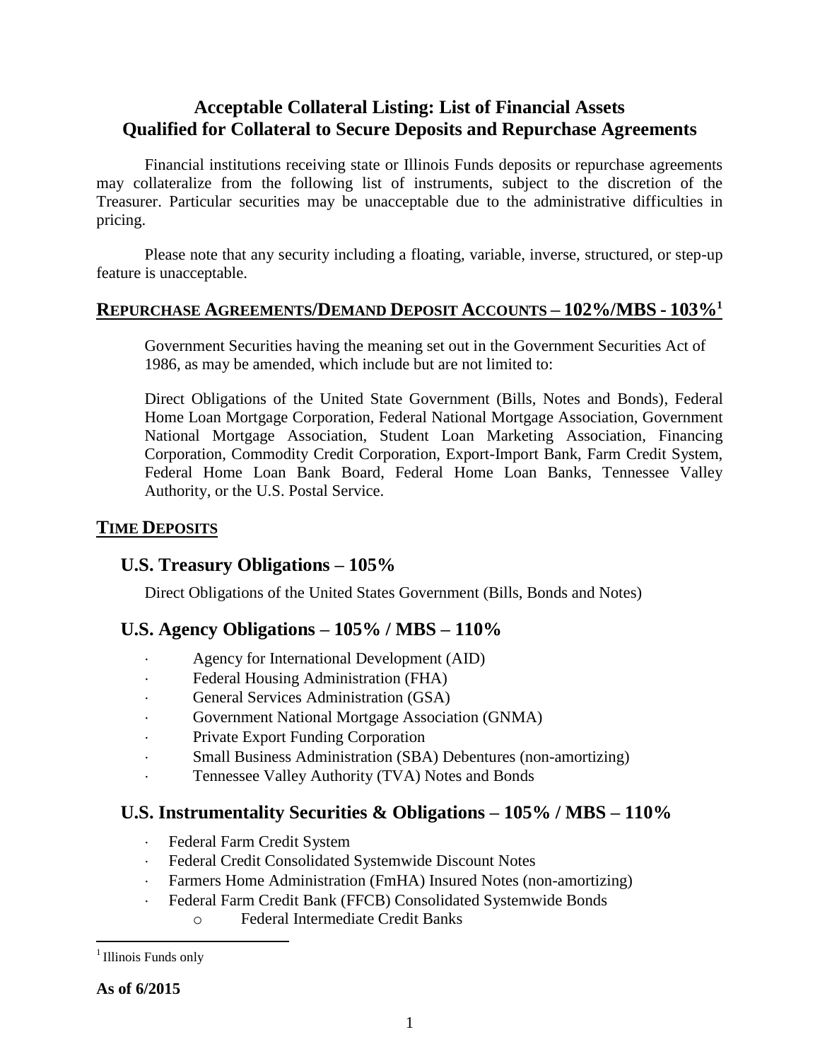# Acceptable Collateral Listing: List of Financial Assets Qualified for Collateral to Secure Deposits and Repurchase Agreements

Financial institutions receiving state or Illinois Funds deposits or repurchase agreements may collateralize from the following list of instruments, subject to the discretion of the Treasurer. Particular securities may be unacceptable due to the administrative difficulties in pricing.

Please note that any security including a floating, variable, inverse, structured, or step-up feature is unacceptable.

## REPURCHASE AGREEMENTS/DEMAND DEPOSIT ACCOUNTS – 102%/MBS - 103%[1]

Government Securities having the meaning set out in the Government Securities Act of 1986, as may be amended, which include but are not limited to:

Direct Obligations of the United State Government (Bills, Notes and Bonds), Federal Home Loan Mortgage Corporation, Federal National Mortgage Association, Government National Mortgage Association, Student Loan Marketing Association, Financing Corporation, Commodity Credit Corporation, Export-Import Bank, Farm Credit System, Federal Home Loan Bank Board, Federal Home Loan Banks, Tennessee Valley Authority, or the U.S. Postal Service.

## TIME DEPOSITS

### U.S. Treasury Obligations – 105%

Direct Obligations of the United States Government (Bills, Bonds and Notes)

### U.S. Agency Obligations – 105% / MBS – 110%

- Agency for International Development (AID)
- Federal Housing Administration (FHA)
- General Services Administration (GSA)
- Government National Mortgage Association (GNMA)
- Private Export Funding Corporation
- Small Business Administration (SBA) Debentures (non-amortizing)
- Tennessee Valley Authority (TVA) Notes and Bonds

### U.S. Instrumentality Securities & Obligations – 105% / MBS – 110%

- Federal Farm Credit System
- Federal Credit Consolidated Systemwide Discount Notes
- Farmers Home Administration (FmHA) Insured Notes (non-amortizing)
- Federal Farm Credit Bank (FFCB) Consolidated Systemwide Bonds
  - Federal Intermediate Credit Banks

[1] Illinois Funds only

**As of 6/2015**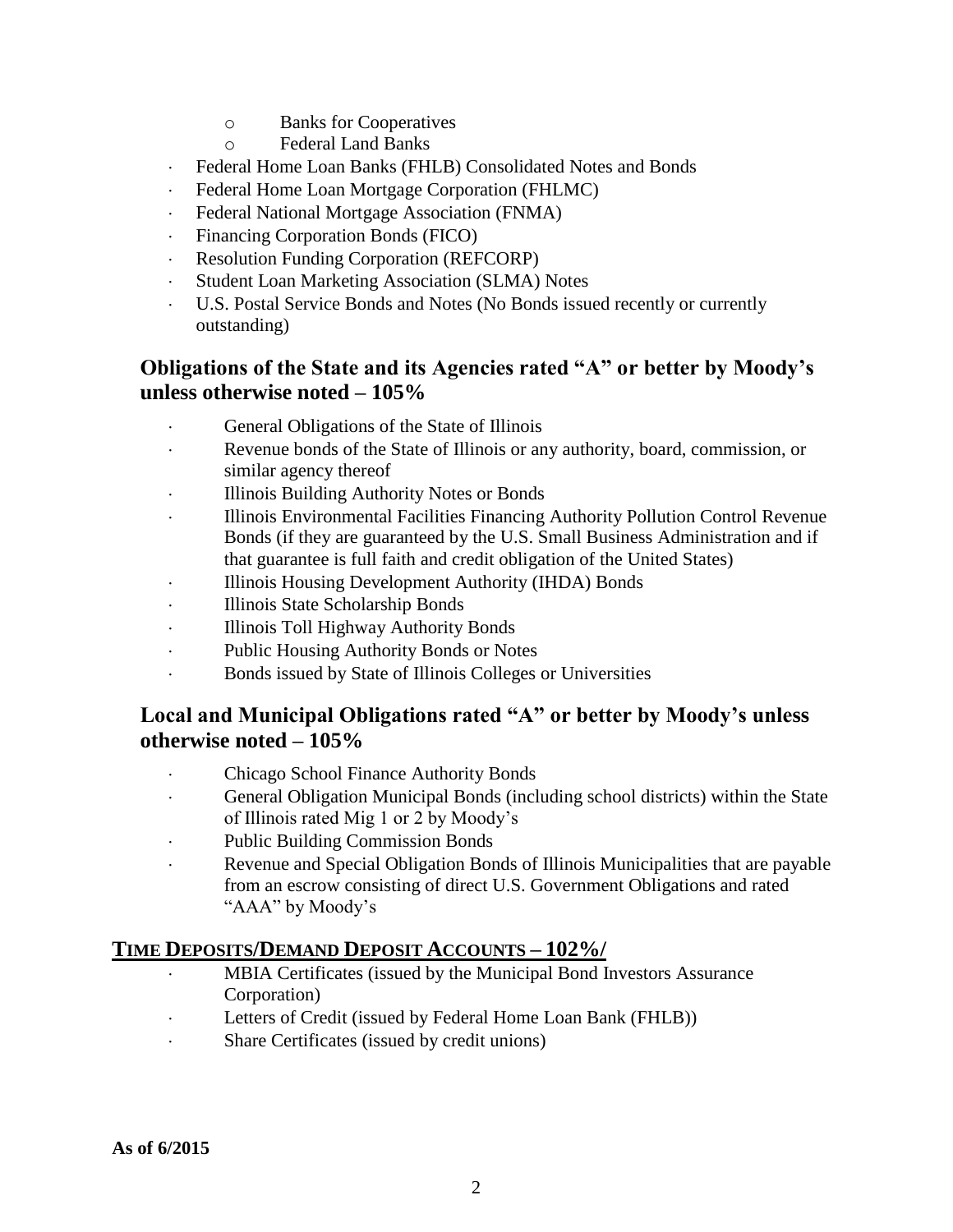- Banks for Cooperatives
  - Federal Land Banks
- Federal Home Loan Banks (FHLB) Consolidated Notes and Bonds
- Federal Home Loan Mortgage Corporation (FHLMC)
- Federal National Mortgage Association (FNMA)
- Financing Corporation Bonds (FICO)
- Resolution Funding Corporation (REFCORP)
- Student Loan Marketing Association (SLMA) Notes
- U.S. Postal Service Bonds and Notes (No Bonds issued recently or currently outstanding)

## Obligations of the State and its Agencies rated "A" or better by Moody's unless otherwise noted – 105%

- General Obligations of the State of Illinois
- Revenue bonds of the State of Illinois or any authority, board, commission, or similar agency thereof
- Illinois Building Authority Notes or Bonds
- Illinois Environmental Facilities Financing Authority Pollution Control Revenue Bonds (if they are guaranteed by the U.S. Small Business Administration and if that guarantee is full faith and credit obligation of the United States)
- Illinois Housing Development Authority (IHDA) Bonds
- Illinois State Scholarship Bonds
- Illinois Toll Highway Authority Bonds
- Public Housing Authority Bonds or Notes
- Bonds issued by State of Illinois Colleges or Universities

## Local and Municipal Obligations rated "A" or better by Moody's unless otherwise noted – 105%

- Chicago School Finance Authority Bonds
- General Obligation Municipal Bonds (including school districts) within the State of Illinois rated Mig 1 or 2 by Moody's
- Public Building Commission Bonds
- Revenue and Special Obligation Bonds of Illinois Municipalities that are payable from an escrow consisting of direct U.S. Government Obligations and rated "AAA" by Moody's

## TIME DEPOSITS/DEMAND DEPOSIT ACCOUNTS – 102%/

- MBIA Certificates (issued by the Municipal Bond Investors Assurance Corporation)
- Letters of Credit (issued by Federal Home Loan Bank (FHLB))
- Share Certificates (issued by credit unions)

**As of 6/2015**